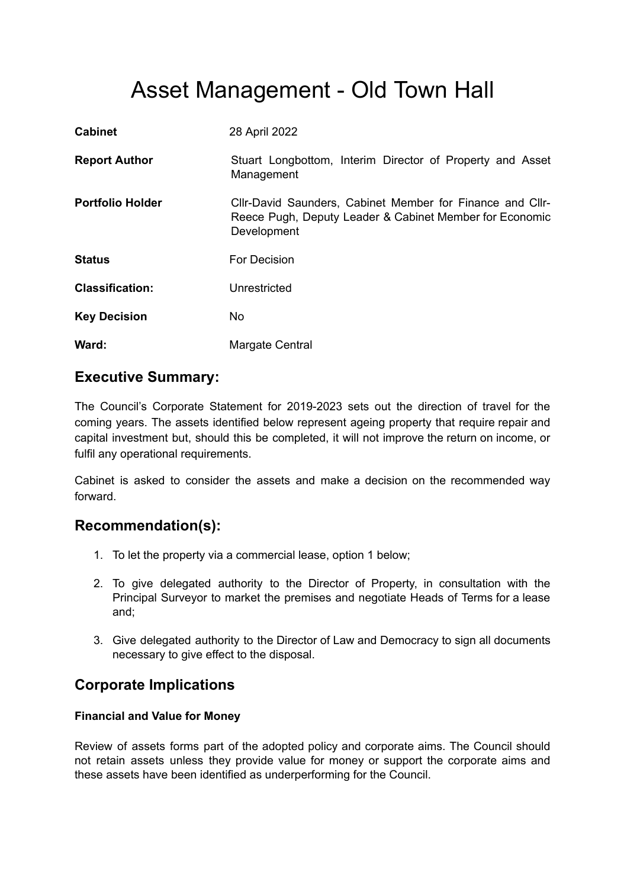# Asset Management - Old Town Hall

| | |
|---|---|
| **Cabinet** | 28 April 2022 |
| **Report Author** | Stuart Longbottom, Interim Director of Property and Asset Management |
| **Portfolio Holder** | Cllr-David Saunders, Cabinet Member for Finance and Cllr-Reece Pugh, Deputy Leader & Cabinet Member for Economic Development |
| **Status** | For Decision |
| **Classification:** | Unrestricted |
| **Key Decision** | No |
| **Ward:** | Margate Central |

## Executive Summary:

The Council's Corporate Statement for 2019-2023 sets out the direction of travel for the coming years. The assets identified below represent ageing property that require repair and capital investment but, should this be completed, it will not improve the return on income, or fulfil any operational requirements.

Cabinet is asked to consider the assets and make a decision on the recommended way forward.

## Recommendation(s):

1. To let the property via a commercial lease, option 1 below;
2. To give delegated authority to the Director of Property, in consultation with the Principal Surveyor to market the premises and negotiate Heads of Terms for a lease and;
3. Give delegated authority to the Director of Law and Democracy to sign all documents necessary to give effect to the disposal.

## Corporate Implications

### Financial and Value for Money

Review of assets forms part of the adopted policy and corporate aims. The Council should not retain assets unless they provide value for money or support the corporate aims and these assets have been identified as underperforming for the Council.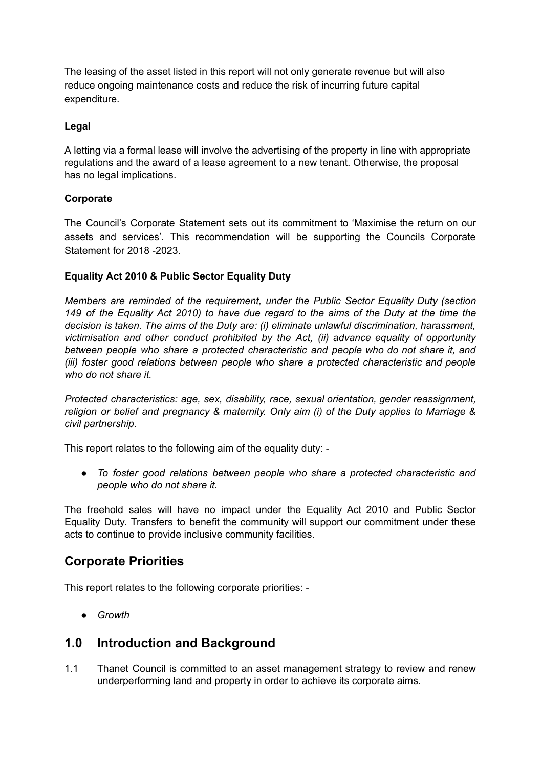The leasing of the asset listed in this report will not only generate revenue but will also reduce ongoing maintenance costs and reduce the risk of incurring future capital expenditure.

**Legal**

A letting via a formal lease will involve the advertising of the property in line with appropriate regulations and the award of a lease agreement to a new tenant. Otherwise, the proposal has no legal implications.

**Corporate**

The Council's Corporate Statement sets out its commitment to 'Maximise the return on our assets and services'. This recommendation will be supporting the Councils Corporate Statement for 2018 -2023.

**Equality Act 2010 & Public Sector Equality Duty**

*Members are reminded of the requirement, under the Public Sector Equality Duty (section 149 of the Equality Act 2010) to have due regard to the aims of the Duty at the time the decision is taken. The aims of the Duty are: (i) eliminate unlawful discrimination, harassment, victimisation and other conduct prohibited by the Act, (ii) advance equality of opportunity between people who share a protected characteristic and people who do not share it, and (iii) foster good relations between people who share a protected characteristic and people who do not share it.*

*Protected characteristics: age, sex, disability, race, sexual orientation, gender reassignment, religion or belief and pregnancy & maternity. Only aim (i) of the Duty applies to Marriage & civil partnership*.

This report relates to the following aim of the equality duty: -

- *To foster good relations between people who share a protected characteristic and people who do not share it.*

The freehold sales will have no impact under the Equality Act 2010 and Public Sector Equality Duty. Transfers to benefit the community will support our commitment under these acts to continue to provide inclusive community facilities.

## Corporate Priorities

This report relates to the following corporate priorities: -

- *Growth*

## 1.0 Introduction and Background

1.1 Thanet Council is committed to an asset management strategy to review and renew underperforming land and property in order to achieve its corporate aims.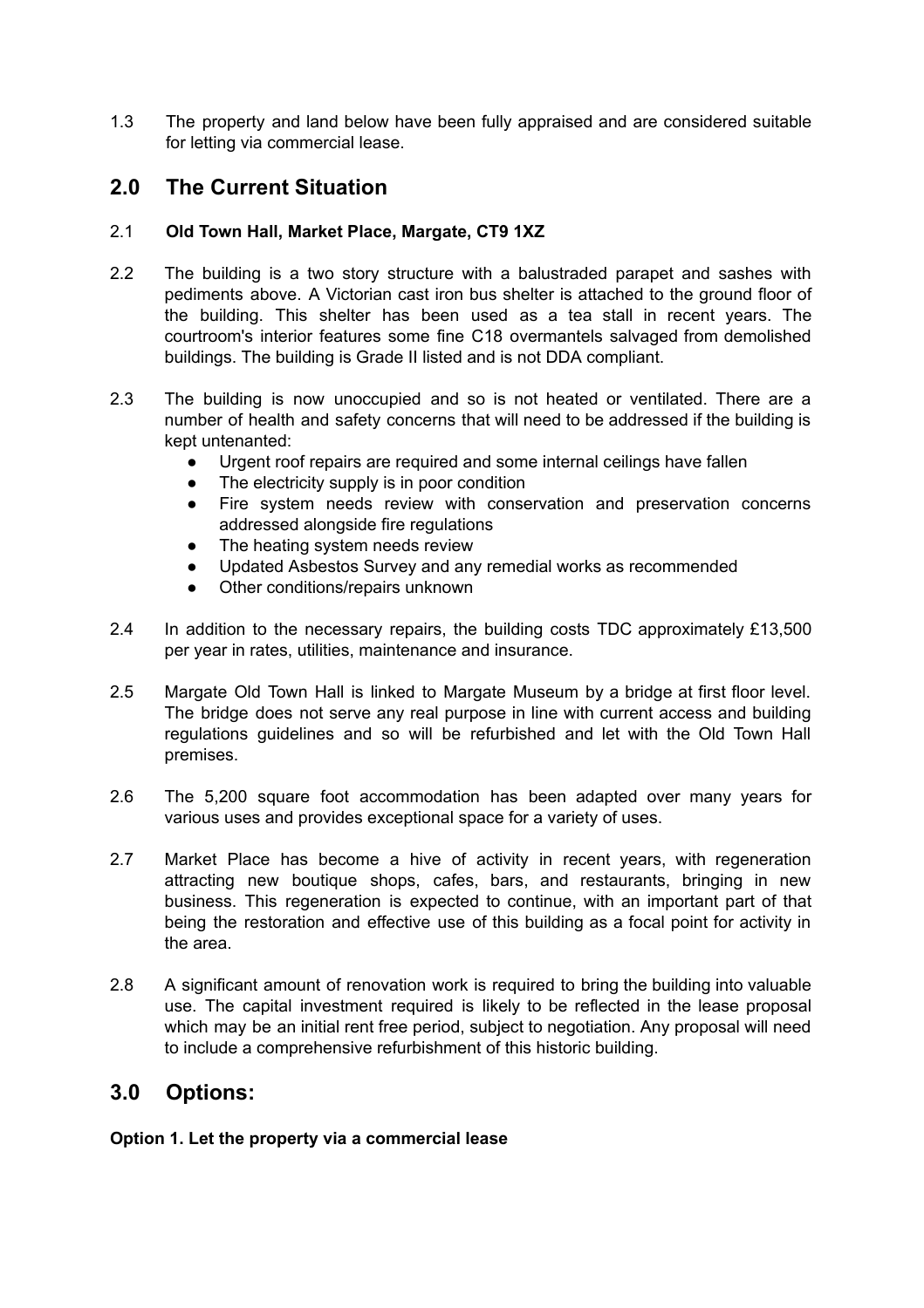1.3 The property and land below have been fully appraised and are considered suitable for letting via commercial lease.

## 2.0 The Current Situation

2.1 **Old Town Hall, Market Place, Margate, CT9 1XZ**

2.2 The building is a two story structure with a balustraded parapet and sashes with pediments above. A Victorian cast iron bus shelter is attached to the ground floor of the building. This shelter has been used as a tea stall in recent years. The courtroom's interior features some fine C18 overmantels salvaged from demolished buildings. The building is Grade II listed and is not DDA compliant.

2.3 The building is now unoccupied and so is not heated or ventilated. There are a number of health and safety concerns that will need to be addressed if the building is kept untenanted:

- Urgent roof repairs are required and some internal ceilings have fallen
- The electricity supply is in poor condition
- Fire system needs review with conservation and preservation concerns addressed alongside fire regulations
- The heating system needs review
- Updated Asbestos Survey and any remedial works as recommended
- Other conditions/repairs unknown

2.4 In addition to the necessary repairs, the building costs TDC approximately £13,500 per year in rates, utilities, maintenance and insurance.

2.5 Margate Old Town Hall is linked to Margate Museum by a bridge at first floor level. The bridge does not serve any real purpose in line with current access and building regulations guidelines and so will be refurbished and let with the Old Town Hall premises.

2.6 The 5,200 square foot accommodation has been adapted over many years for various uses and provides exceptional space for a variety of uses.

2.7 Market Place has become a hive of activity in recent years, with regeneration attracting new boutique shops, cafes, bars, and restaurants, bringing in new business. This regeneration is expected to continue, with an important part of that being the restoration and effective use of this building as a focal point for activity in the area.

2.8 A significant amount of renovation work is required to bring the building into valuable use. The capital investment required is likely to be reflected in the lease proposal which may be an initial rent free period, subject to negotiation. Any proposal will need to include a comprehensive refurbishment of this historic building.

## 3.0 Options:

**Option 1. Let the property via a commercial lease**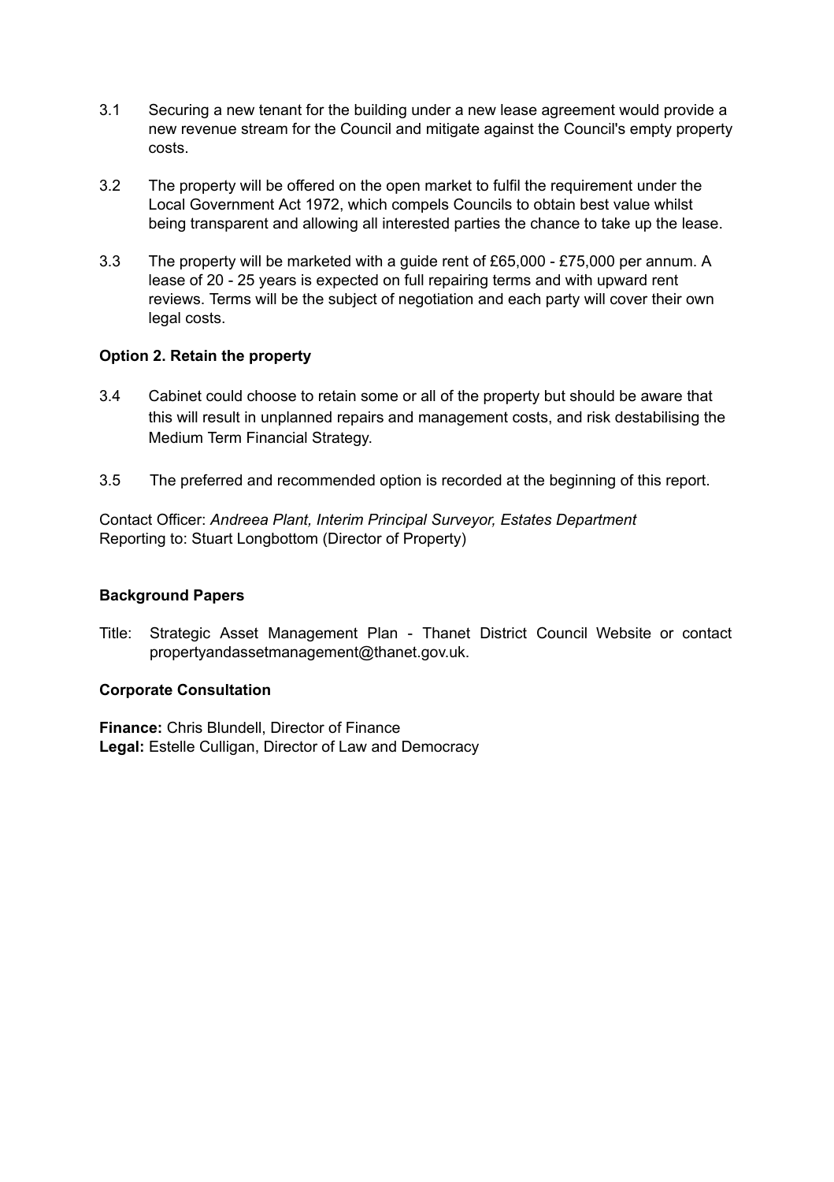3.1 Securing a new tenant for the building under a new lease agreement would provide a new revenue stream for the Council and mitigate against the Council's empty property costs.

3.2 The property will be offered on the open market to fulfil the requirement under the Local Government Act 1972, which compels Councils to obtain best value whilst being transparent and allowing all interested parties the chance to take up the lease.

3.3 The property will be marketed with a guide rent of £65,000 - £75,000 per annum. A lease of 20 - 25 years is expected on full repairing terms and with upward rent reviews. Terms will be the subject of negotiation and each party will cover their own legal costs.

**Option 2. Retain the property**

3.4 Cabinet could choose to retain some or all of the property but should be aware that this will result in unplanned repairs and management costs, and risk destabilising the Medium Term Financial Strategy.

3.5 The preferred and recommended option is recorded at the beginning of this report.

Contact Officer: *Andreea Plant, Interim Principal Surveyor, Estates Department*
Reporting to: Stuart Longbottom (Director of Property)

**Background Papers**

Title: Strategic Asset Management Plan - Thanet District Council Website or contact propertyandassetmanagement@thanet.gov.uk.

**Corporate Consultation**

**Finance:** Chris Blundell, Director of Finance
**Legal:** Estelle Culligan, Director of Law and Democracy